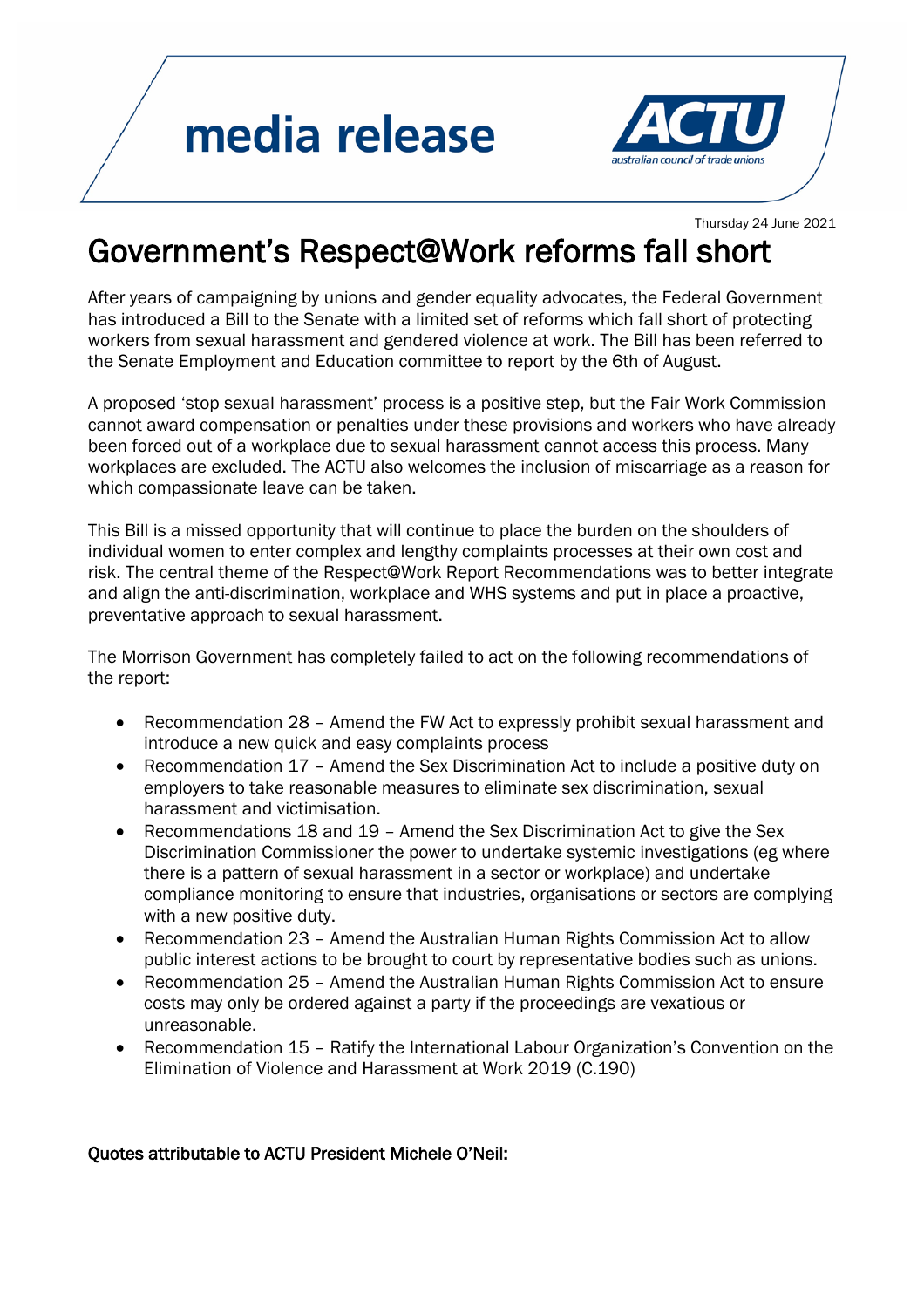media release

ACTU australian council of trade unions

Thursday 24 June 2021

# Government's Respect@Work reforms fall short

After years of campaigning by unions and gender equality advocates, the Federal Government has introduced a Bill to the Senate with a limited set of reforms which fall short of protecting workers from sexual harassment and gendered violence at work. The Bill has been referred to the Senate Employment and Education committee to report by the 6th of August.

A proposed 'stop sexual harassment' process is a positive step, but the Fair Work Commission cannot award compensation or penalties under these provisions and workers who have already been forced out of a workplace due to sexual harassment cannot access this process. Many workplaces are excluded. The ACTU also welcomes the inclusion of miscarriage as a reason for which compassionate leave can be taken.

This Bill is a missed opportunity that will continue to place the burden on the shoulders of individual women to enter complex and lengthy complaints processes at their own cost and risk. The central theme of the Respect@Work Report Recommendations was to better integrate and align the anti-discrimination, workplace and WHS systems and put in place a proactive, preventative approach to sexual harassment.

The Morrison Government has completely failed to act on the following recommendations of the report:

- Recommendation 28 – Amend the FW Act to expressly prohibit sexual harassment and introduce a new quick and easy complaints process
- Recommendation 17 – Amend the Sex Discrimination Act to include a positive duty on employers to take reasonable measures to eliminate sex discrimination, sexual harassment and victimisation.
- Recommendations 18 and 19 – Amend the Sex Discrimination Act to give the Sex Discrimination Commissioner the power to undertake systemic investigations (eg where there is a pattern of sexual harassment in a sector or workplace) and undertake compliance monitoring to ensure that industries, organisations or sectors are complying with a new positive duty.
- Recommendation 23 – Amend the Australian Human Rights Commission Act to allow public interest actions to be brought to court by representative bodies such as unions.
- Recommendation 25 – Amend the Australian Human Rights Commission Act to ensure costs may only be ordered against a party if the proceedings are vexatious or unreasonable.
- Recommendation 15 – Ratify the International Labour Organization's Convention on the Elimination of Violence and Harassment at Work 2019 (C.190)

**Quotes attributable to ACTU President Michele O'Neil:**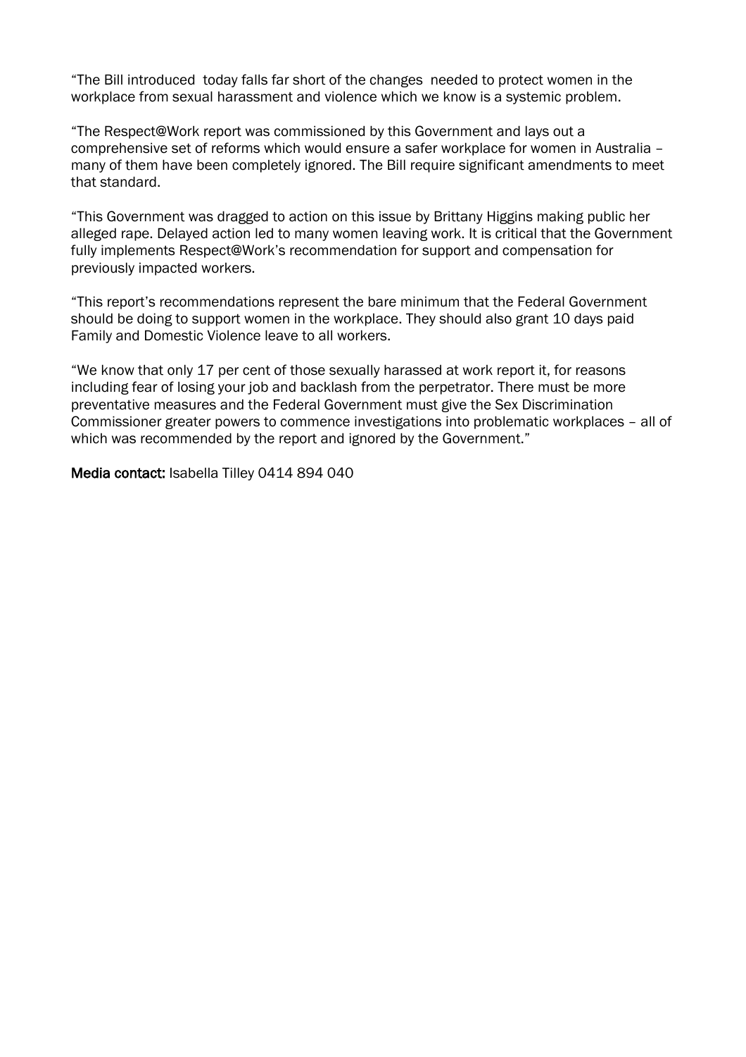"The Bill introduced today falls far short of the changes needed to protect women in the workplace from sexual harassment and violence which we know is a systemic problem.

"The Respect@Work report was commissioned by this Government and lays out a comprehensive set of reforms which would ensure a safer workplace for women in Australia – many of them have been completely ignored. The Bill require significant amendments to meet that standard.

"This Government was dragged to action on this issue by Brittany Higgins making public her alleged rape. Delayed action led to many women leaving work. It is critical that the Government fully implements Respect@Work's recommendation for support and compensation for previously impacted workers.

"This report's recommendations represent the bare minimum that the Federal Government should be doing to support women in the workplace. They should also grant 10 days paid Family and Domestic Violence leave to all workers.

"We know that only 17 per cent of those sexually harassed at work report it, for reasons including fear of losing your job and backlash from the perpetrator. There must be more preventative measures and the Federal Government must give the Sex Discrimination Commissioner greater powers to commence investigations into problematic workplaces – all of which was recommended by the report and ignored by the Government."

**Media contact:** Isabella Tilley 0414 894 040